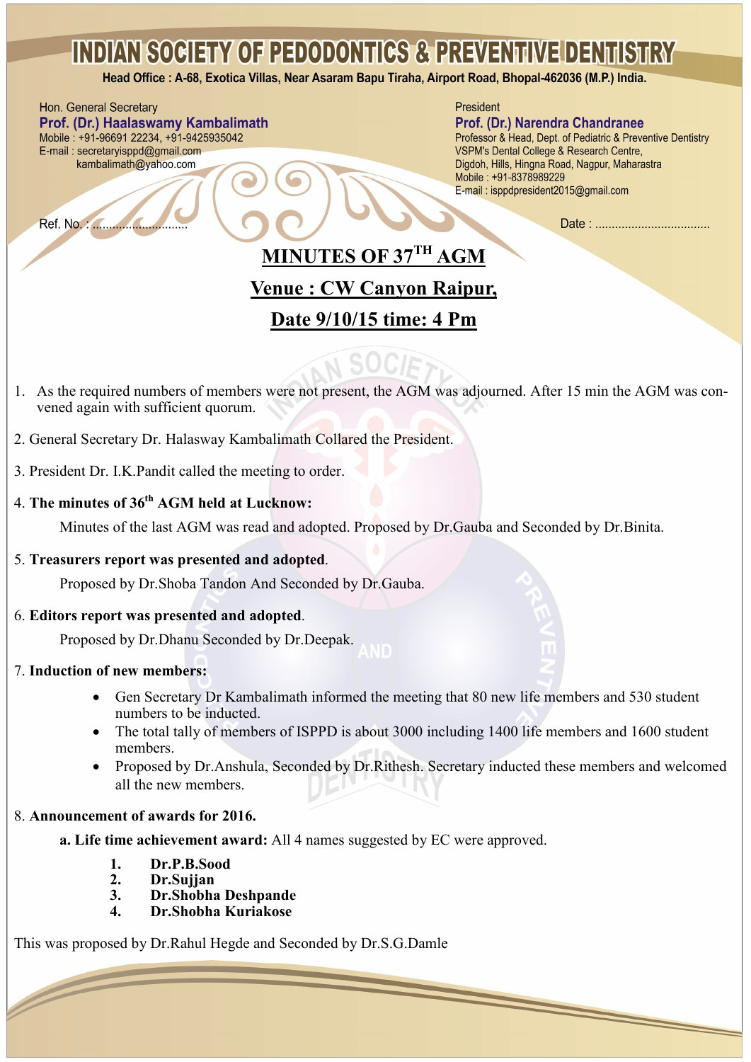# INDIAN SOCIETY OF PEDODONTICS & PREVENTIVE DENTISTRY

**Head Office : A-68, Exotica Villas, Near Asaram Bapu Tiraha, Airport Road, Bhopal-462036 (M.P.) India.**

Hon. General Secretary
**Prof. (Dr.) Haalaswamy Kambalimath**
Mobile : +91-96691 22234, +91-9425935042
E-mail : secretaryisppd@gmail.com
kambalimath@yahoo.com

President
**Prof. (Dr.) Narendra Chandranee**
Professor & Head, Dept. of Pediatric & Preventive Dentistry
VSPM's Dental College & Research Centre,
Digdoh, Hills, Hingna Road, Nagpur, Maharastra
Mobile : +91-8378989229
E-mail : isppdpresident2015@gmail.com

Ref. No. : ............................ Date : ..................................

## MINUTES OF 37TH AGM

## Venue : CW Canyon Raipur,

## Date 9/10/15 time: 4 Pm

1. As the required numbers of members were not present, the AGM was adjourned. After 15 min the AGM was convened again with sufficient quorum.

2. General Secretary Dr. Halasway Kambalimath Collared the President.

3. President Dr. I.K.Pandit called the meeting to order.

4. **The minutes of 36th AGM held at Lucknow:**

   Minutes of the last AGM was read and adopted. Proposed by Dr.Gauba and Seconded by Dr.Binita.

5. **Treasurers report was presented and adopted**.

   Proposed by Dr.Shoba Tandon And Seconded by Dr.Gauba.

6. **Editors report was presented and adopted**.

   Proposed by Dr.Dhanu Seconded by Dr.Deepak.

7. **Induction of new members:**

   - Gen Secretary Dr Kambalimath informed the meeting that 80 new life members and 530 student numbers to be inducted.
   - The total tally of members of ISPPD is about 3000 including 1400 life members and 1600 student members.
   - Proposed by Dr.Anshula, Seconded by Dr.Rithesh. Secretary inducted these members and welcomed all the new members.

8. **Announcement of awards for 2016.**

   **a. Life time achievement award:** All 4 names suggested by EC were approved.

   1. **Dr.P.B.Sood**
   2. **Dr.Sujjan**
   3. **Dr.Shobha Deshpande**
   4. **Dr.Shobha Kuriakose**

This was proposed by Dr.Rahul Hegde and Seconded by Dr.S.G.Damle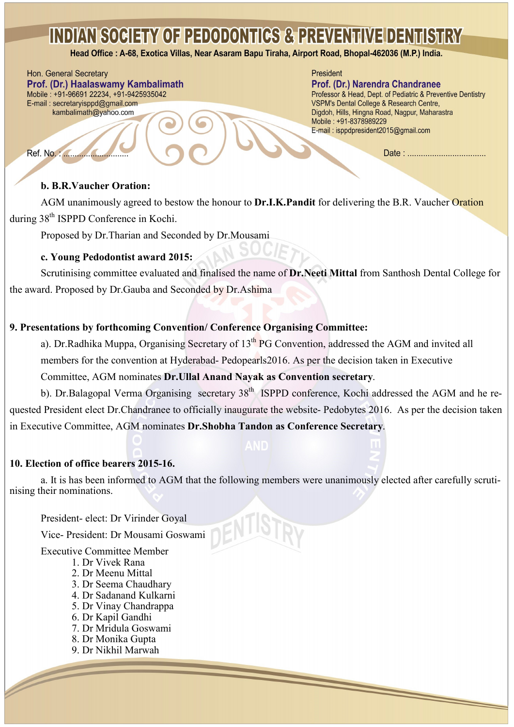**b. B.R.Vaucher Oration:**

AGM unanimously agreed to bestow the honour to **Dr.I.K.Pandit** for delivering the B.R. Vaucher Oration during 38th ISPPD Conference in Kochi.

Proposed by Dr.Tharian and Seconded by Dr.Mousami

**c. Young Pedodontist award 2015:**

Scrutinising committee evaluated and finalised the name of **Dr.Neeti Mittal** from Santhosh Dental College for the award. Proposed by Dr.Gauba and Seconded by Dr.Ashima

**9. Presentations by forthcoming Convention/ Conference Organising Committee:**

a). Dr.Radhika Muppa, Organising Secretary of 13th PG Convention, addressed the AGM and invited all members for the convention at Hyderabad- Pedopearls2016. As per the decision taken in Executive Committee, AGM nominates **Dr.Ullal Anand Nayak as Convention secretary**.

b). Dr.Balagopal Verma Organising secretary 38th ISPPD conference, Kochi addressed the AGM and he requested President elect Dr.Chandranee to officially inaugurate the website- Pedobytes 2016. As per the decision taken in Executive Committee, AGM nominates **Dr.Shobha Tandon as Conference Secretary**.

**10. Election of office bearers 2015-16.**

a. It is has been informed to AGM that the following members were unanimously elected after carefully scrutinising their nominations.

President- elect: Dr Virinder Goyal

Vice- President: Dr Mousami Goswami

Executive Committee Member

1. Dr Vivek Rana
2. Dr Meenu Mittal
3. Dr Seema Chaudhary
4. Dr Sadanand Kulkarni
5. Dr Vinay Chandrappa
6. Dr Kapil Gandhi
7. Dr Mridula Goswami
8. Dr Monika Gupta
9. Dr Nikhil Marwah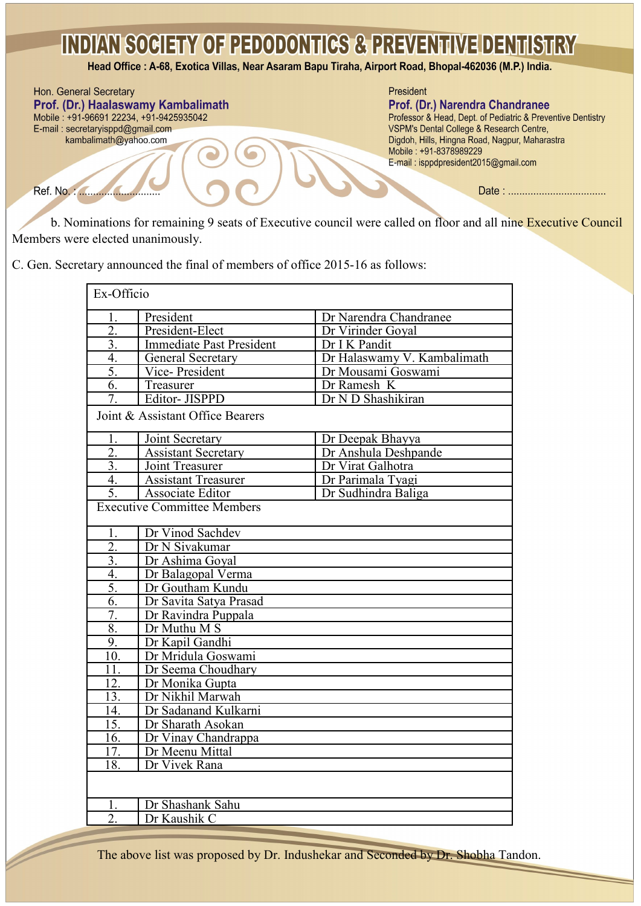# INDIAN SOCIETY OF PEDODONTICS & PREVENTIVE DENTISTRY

**Head Office : A-68, Exotica Villas, Near Asaram Bapu Tiraha, Airport Road, Bhopal-462036 (M.P.) India.**

Hon. General Secretary
**Prof. (Dr.) Haalaswamy Kambalimath**
Mobile : +91-96691 22234, +91-9425935042
E-mail : secretaryisppd@gmail.com
kambalimath@yahoo.com

President
**Prof. (Dr.) Narendra Chandranee**
Professor & Head, Dept. of Pediatric & Preventive Dentistry
VSPM's Dental College & Research Centre,
Digdoh, Hills, Hingna Road, Nagpur, Maharastra
Mobile : +91-8378989229
E-mail : isppdpresident2015@gmail.com

Ref. No. : ............................ Date : ..................................

b. Nominations for remaining 9 seats of Executive council were called on floor and all nine Executive Council Members were elected unanimously.

C. Gen. Secretary announced the final of members of office 2015-16 as follows:

| Ex-Officio | | |
|---|---|---|
| 1. | President | Dr Narendra Chandranee |
| 2. | President-Elect | Dr Virinder Goyal |
| 3. | Immediate Past President | Dr I K Pandit |
| 4. | General Secretary | Dr Halaswamy V. Kambalimath |
| 5. | Vice- President | Dr Mousami Goswami |
| 6. | Treasurer | Dr Ramesh K |
| 7. | Editor- JISPPD | Dr N D Shashikiran |
| Joint & Assistant Office Bearers | | |
| 1. | Joint Secretary | Dr Deepak Bhayya |
| 2. | Assistant Secretary | Dr Anshula Deshpande |
| 3. | Joint Treasurer | Dr Virat Galhotra |
| 4. | Assistant Treasurer | Dr Parimala Tyagi |
| 5. | Associate Editor | Dr Sudhindra Baliga |
| Executive Committee Members | | |
| 1. | Dr Vinod Sachdev | |
| 2. | Dr N Sivakumar | |
| 3. | Dr Ashima Goyal | |
| 4. | Dr Balagopal Verma | |
| 5. | Dr Goutham Kundu | |
| 6. | Dr Savita Satya Prasad | |
| 7. | Dr Ravindra Puppala | |
| 8. | Dr Muthu M S | |
| 9. | Dr Kapil Gandhi | |
| 10. | Dr Mridula Goswami | |
| 11. | Dr Seema Choudhary | |
| 12. | Dr Monika Gupta | |
| 13. | Dr Nikhil Marwah | |
| 14. | Dr Sadanand Kulkarni | |
| 15. | Dr Sharath Asokan | |
| 16. | Dr Vinay Chandrappa | |
| 17. | Dr Meenu Mittal | |
| 18. | Dr Vivek Rana | |
| | | |
| 1. | Dr Shashank Sahu | |
| 2. | Dr Kaushik C | |

The above list was proposed by Dr. Indushekar and Seconded by Dr. Shobha Tandon.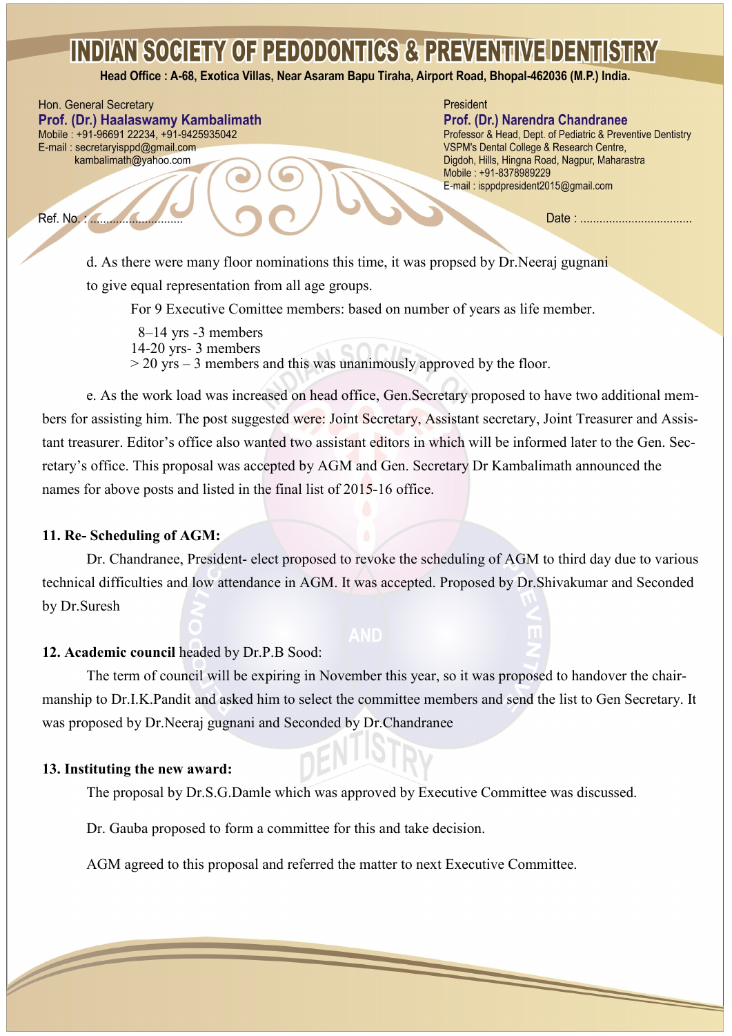d. As there were many floor nominations this time, it was propsed by Dr.Neeraj gugnani to give equal representation from all age groups.

For 9 Executive Comittee members: based on number of years as life member.

8–14 yrs -3 members
14-20 yrs- 3 members
> 20 yrs – 3 members and this was unanimously approved by the floor.

e. As the work load was increased on head office, Gen.Secretary proposed to have two additional members for assisting him. The post suggested were: Joint Secretary, Assistant secretary, Joint Treasurer and Assistant treasurer. Editor's office also wanted two assistant editors in which will be informed later to the Gen. Secretary's office. This proposal was accepted by AGM and Gen. Secretary Dr Kambalimath announced the names for above posts and listed in the final list of 2015-16 office.

**11. Re- Scheduling of AGM:**

Dr. Chandranee, President- elect proposed to revoke the scheduling of AGM to third day due to various technical difficulties and low attendance in AGM. It was accepted. Proposed by Dr.Shivakumar and Seconded by Dr.Suresh

**12. Academic council** headed by Dr.P.B Sood:

The term of council will be expiring in November this year, so it was proposed to handover the chairmanship to Dr.I.K.Pandit and asked him to select the committee members and send the list to Gen Secretary. It was proposed by Dr.Neeraj gugnani and Seconded by Dr.Chandranee

**13. Instituting the new award:**

The proposal by Dr.S.G.Damle which was approved by Executive Committee was discussed.

Dr. Gauba proposed to form a committee for this and take decision.

AGM agreed to this proposal and referred the matter to next Executive Committee.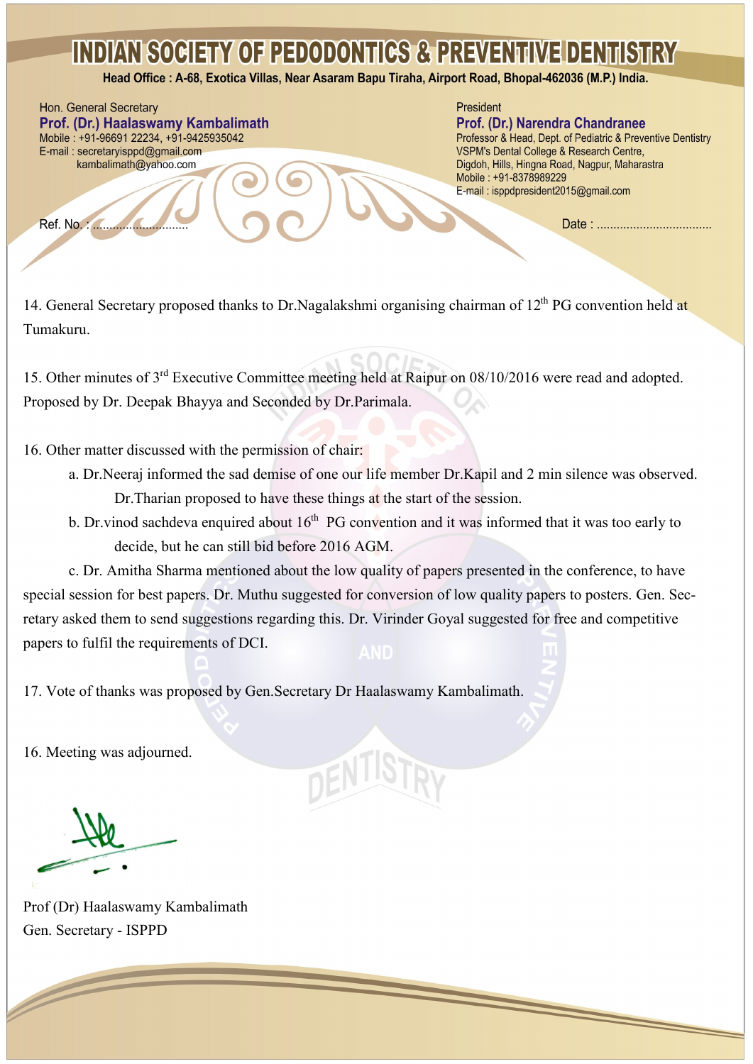# INDIAN SOCIETY OF PEDODONTICS & PREVENTIVE DENTISTRY

**Head Office : A-68, Exotica Villas, Near Asaram Bapu Tiraha, Airport Road, Bhopal-462036 (M.P.) India.**

Hon. General Secretary
**Prof. (Dr.) Haalaswamy Kambalimath**
Mobile : +91-96691 22234, +91-9425935042
E-mail : secretaryisppd@gmail.com
kambalimath@yahoo.com

President
**Prof. (Dr.) Narendra Chandranee**
Professor & Head, Dept. of Pediatric & Preventive Dentistry
VSPM's Dental College & Research Centre,
Digdoh, Hills, Hingna Road, Nagpur, Maharastra
Mobile : +91-8378989229
E-mail : isppdpresident2015@gmail.com

Ref. No. : ..............................

Date : ...................................

14. General Secretary proposed thanks to Dr.Nagalakshmi organising chairman of 12th PG convention held at Tumakuru.

15. Other minutes of 3rd Executive Committee meeting held at Raipur on 08/10/2016 were read and adopted. Proposed by Dr. Deepak Bhayya and Seconded by Dr.Parimala.

16. Other matter discussed with the permission of chair:

a. Dr.Neeraj informed the sad demise of one our life member Dr.Kapil and 2 min silence was observed. Dr.Tharian proposed to have these things at the start of the session.

b. Dr.vinod sachdeva enquired about 16th PG convention and it was informed that it was too early to decide, but he can still bid before 2016 AGM.

c. Dr. Amitha Sharma mentioned about the low quality of papers presented in the conference, to have special session for best papers. Dr. Muthu suggested for conversion of low quality papers to posters. Gen. Secretary asked them to send suggestions regarding this. Dr. Virinder Goyal suggested for free and competitive papers to fulfil the requirements of DCI.

17. Vote of thanks was proposed by Gen.Secretary Dr Haalaswamy Kambalimath.

16. Meeting was adjourned.

Prof (Dr) Haalaswamy Kambalimath
Gen. Secretary - ISPPD